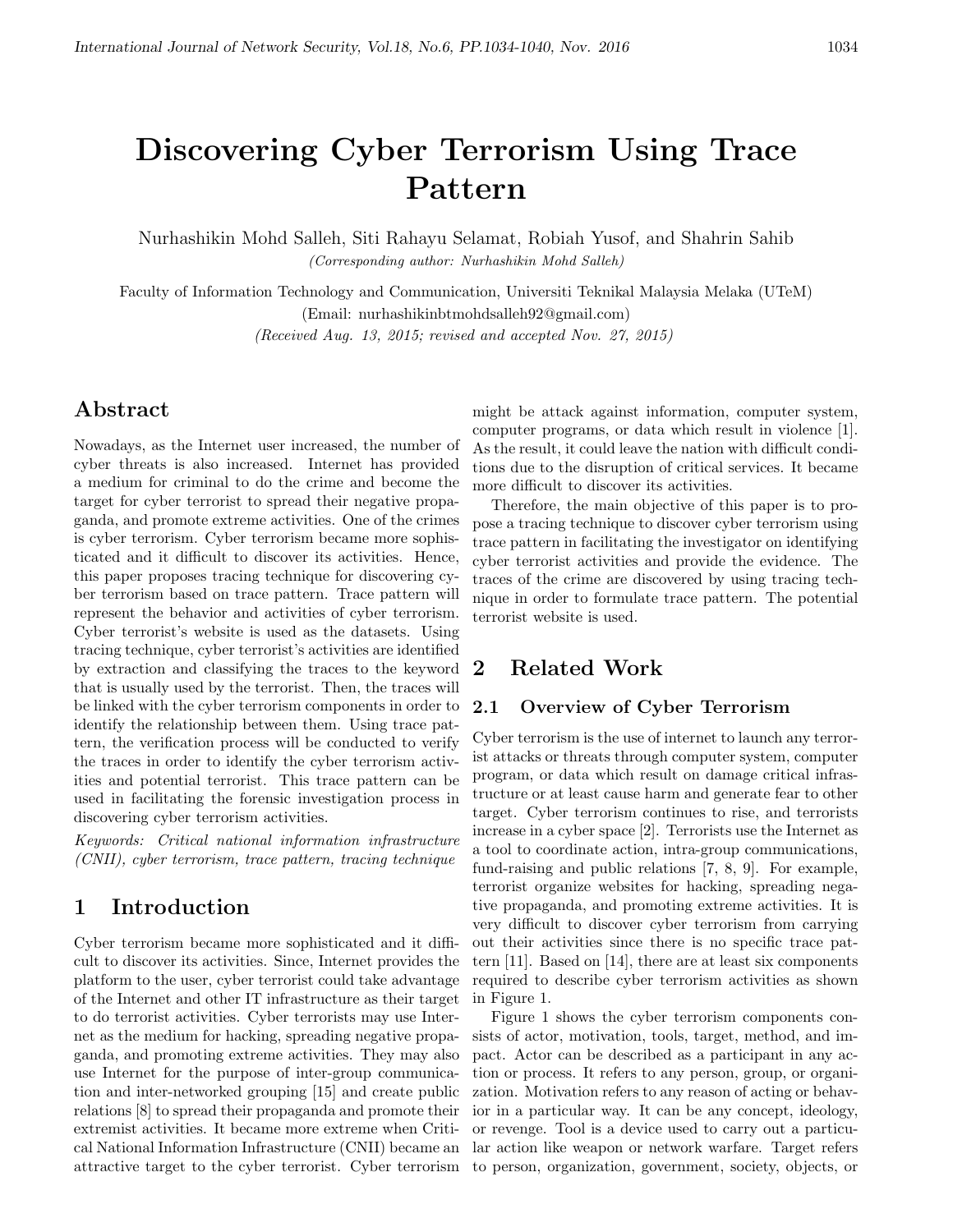# Discovering Cyber Terrorism Using Trace Pattern

Nurhashikin Mohd Salleh, Siti Rahayu Selamat, Robiah Yusof, and Shahrin Sahib

*(Corresponding author: Nurhashikin Mohd Salleh)*

Faculty of Information Technology and Communication, Universiti Teknikal Malaysia Melaka (UTeM)

(Email: nurhashikinbtmohdsalleh92@gmail.com)

*(Received Aug. 13, 2015; revised and accepted Nov. 27, 2015)*

## Abstract

Nowadays, as the Internet user increased, the number of cyber threats is also increased. Internet has provided a medium for criminal to do the crime and become the target for cyber terrorist to spread their negative propaganda, and promote extreme activities. One of the crimes is cyber terrorism. Cyber terrorism became more sophisticated and it difficult to discover its activities. Hence, this paper proposes tracing technique for discovering cyber terrorism based on trace pattern. Trace pattern will represent the behavior and activities of cyber terrorism. Cyber terrorist's website is used as the datasets. Using tracing technique, cyber terrorist's activities are identified by extraction and classifying the traces to the keyword that is usually used by the terrorist. Then, the traces will be linked with the cyber terrorism components in order to identify the relationship between them. Using trace pattern, the verification process will be conducted to verify the traces in order to identify the cyber terrorism activities and potential terrorist. This trace pattern can be used in facilitating the forensic investigation process in discovering cyber terrorism activities.

*Keywords: Critical national information infrastructure (CNII), cyber terrorism, trace pattern, tracing technique*

## 1 Introduction

Cyber terrorism became more sophisticated and it difficult to discover its activities. Since, Internet provides the platform to the user, cyber terrorist could take advantage of the Internet and other IT infrastructure as their target to do terrorist activities. Cyber terrorists may use Internet as the medium for hacking, spreading negative propaganda, and promoting extreme activities. They may also use Internet for the purpose of inter-group communication and inter-networked grouping [15] and create public relations [8] to spread their propaganda and promote their extremist activities. It became more extreme when Critical National Information Infrastructure (CNII) became an attractive target to the cyber terrorist. Cyber terrorism might be attack against information, computer system, computer programs, or data which result in violence [1]. As the result, it could leave the nation with difficult conditions due to the disruption of critical services. It became more difficult to discover its activities.

Therefore, the main objective of this paper is to propose a tracing technique to discover cyber terrorism using trace pattern in facilitating the investigator on identifying cyber terrorist activities and provide the evidence. The traces of the crime are discovered by using tracing technique in order to formulate trace pattern. The potential terrorist website is used.

## 2 Related Work

### 2.1 Overview of Cyber Terrorism

Cyber terrorism is the use of internet to launch any terrorist attacks or threats through computer system, computer program, or data which result on damage critical infrastructure or at least cause harm and generate fear to other target. Cyber terrorism continues to rise, and terrorists increase in a cyber space [2]. Terrorists use the Internet as a tool to coordinate action, intra-group communications, fund-raising and public relations [7, 8, 9]. For example, terrorist organize websites for hacking, spreading negative propaganda, and promoting extreme activities. It is very difficult to discover cyber terrorism from carrying out their activities since there is no specific trace pattern [11]. Based on [14], there are at least six components required to describe cyber terrorism activities as shown in Figure 1.

Figure 1 shows the cyber terrorism components consists of actor, motivation, tools, target, method, and impact. Actor can be described as a participant in any action or process. It refers to any person, group, or organization. Motivation refers to any reason of acting or behavior in a particular way. It can be any concept, ideology, or revenge. Tool is a device used to carry out a particular action like weapon or network warfare. Target refers to person, organization, government, society, objects, or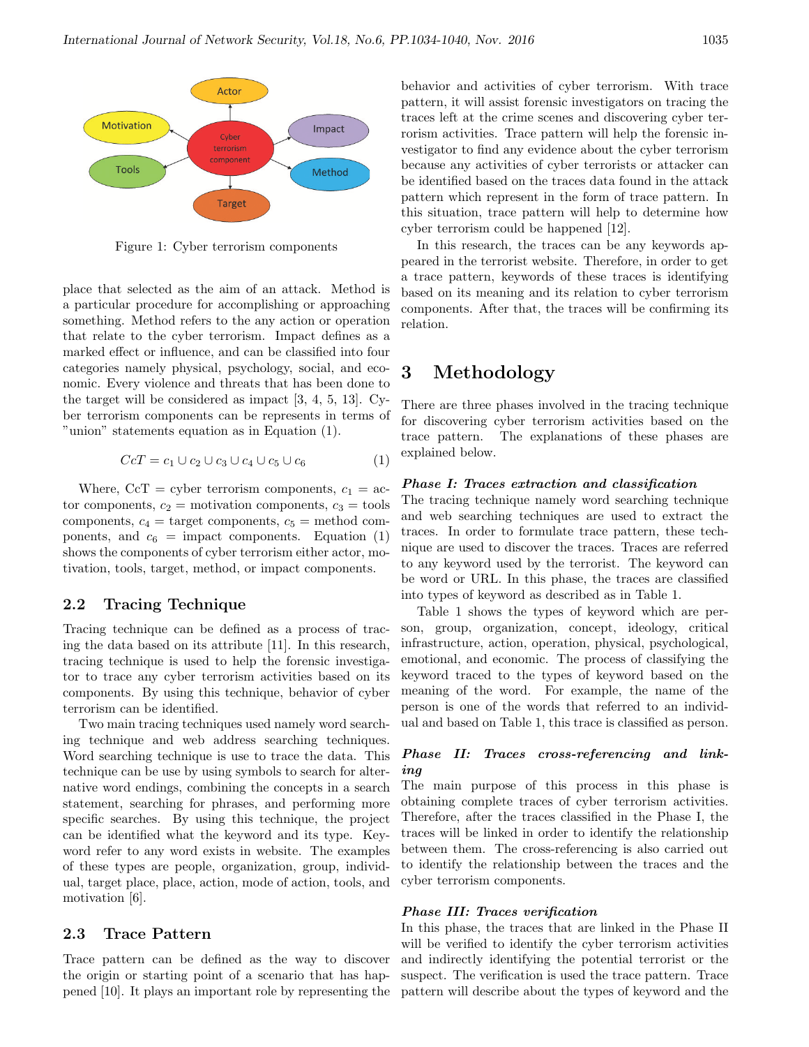Figure 1: Cyber terrorism components

place that selected as the aim of an attack. Method is a particular procedure for accomplishing or approaching something. Method refers to the any action or operation that relate to the cyber terrorism. Impact defines as a marked effect or influence, and can be classified into four categories namely physical, psychology, social, and economic. Every violence and threats that has been done to the target will be considered as impact [3, 4, 5, 13]. Cyber terrorism components can be represents in terms of "union" statements equation as in Equation (1).

$$CcT = c_1 \cup c_2 \cup c_3 \cup c_4 \cup c_5 \cup c_6 \quad (1)$$

Where, CcT = cyber terrorism components, $c_1$ = actor components, $c_2$ = motivation components, $c_3$ = tools components, $c_4$ = target components, $c_5$ = method components, and $c_6$ = impact components. Equation (1) shows the components of cyber terrorism either actor, motivation, tools, target, method, or impact components.

## 2.2 Tracing Technique

Tracing technique can be defined as a process of tracing the data based on its attribute [11]. In this research, tracing technique is used to help the forensic investigator to trace any cyber terrorism activities based on its components. By using this technique, behavior of cyber terrorism can be identified.

Two main tracing techniques used namely word searching technique and web address searching techniques. Word searching technique is use to trace the data. This technique can be use by using symbols to search for alternative word endings, combining the concepts in a search statement, searching for phrases, and performing more specific searches. By using this technique, the project can be identified what the keyword and its type. Keyword refer to any word exists in website. The examples of these types are people, organization, group, individual, target place, place, action, mode of action, tools, and motivation [6].

## 2.3 Trace Pattern

Trace pattern can be defined as the way to discover the origin or starting point of a scenario that has happened [10]. It plays an important role by representing the behavior and activities of cyber terrorism. With trace pattern, it will assist forensic investigators on tracing the traces left at the crime scenes and discovering cyber terrorism activities. Trace pattern will help the forensic investigator to find any evidence about the cyber terrorism because any activities of cyber terrorists or attacker can be identified based on the traces data found in the attack pattern which represent in the form of trace pattern. In this situation, trace pattern will help to determine how cyber terrorism could be happened [12].

In this research, the traces can be any keywords appeared in the terrorist website. Therefore, in order to get a trace pattern, keywords of these traces is identifying based on its meaning and its relation to cyber terrorism components. After that, the traces will be confirming its relation.

# 3 Methodology

There are three phases involved in the tracing technique for discovering cyber terrorism activities based on the trace pattern. The explanations of these phases are explained below.

***Phase I: Traces extraction and classification***

The tracing technique namely word searching technique and web searching techniques are used to extract the traces. In order to formulate trace pattern, these technique are used to discover the traces. Traces are referred to any keyword used by the terrorist. The keyword can be word or URL. In this phase, the traces are classified into types of keyword as described as in Table 1.

Table 1 shows the types of keyword which are person, group, organization, concept, ideology, critical infrastructure, action, operation, physical, psychological, emotional, and economic. The process of classifying the keyword traced to the types of keyword based on the meaning of the word. For example, the name of the person is one of the words that referred to an individual and based on Table 1, this trace is classified as person.

***Phase II: Traces cross-referencing and linking***

The main purpose of this process in this phase is obtaining complete traces of cyber terrorism activities. Therefore, after the traces classified in the Phase I, the traces will be linked in order to identify the relationship between them. The cross-referencing is also carried out to identify the relationship between the traces and the cyber terrorism components.

***Phase III: Traces verification***

In this phase, the traces that are linked in the Phase II will be verified to identify the cyber terrorism activities and indirectly identifying the potential terrorist or the suspect. The verification is used the trace pattern. Trace pattern will describe about the types of keyword and the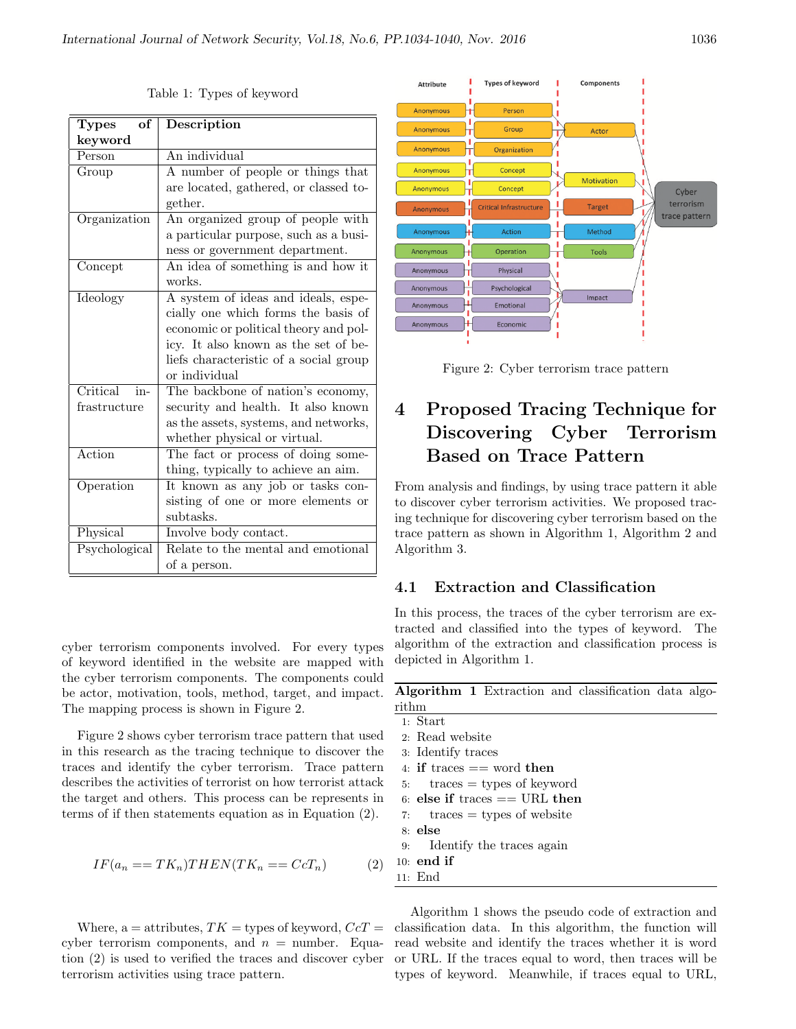Table 1: Types of keyword

| Types of keyword | Description |
|---|---|
| Person | An individual |
| Group | A number of people or things that are located, gathered, or classed together. |
| Organization | An organized group of people with a particular purpose, such as a business or government department. |
| Concept | An idea of something is and how it works. |
| Ideology | A system of ideas and ideals, especially one which forms the basis of economic or political theory and policy. It also known as the set of beliefs characteristic of a social group or individual |
| Critical infrastructure | The backbone of nation's economy, security and health. It also known as the assets, systems, and networks, whether physical or virtual. |
| Action | The fact or process of doing something, typically to achieve an aim. |
| Operation | It known as any job or tasks consisting of one or more elements or subtasks. |
| Physical | Involve body contact. |
| Psychological | Relate to the mental and emotional of a person. |

cyber terrorism components involved. For every types of keyword identified in the website are mapped with the cyber terrorism components. The components could be actor, motivation, tools, method, target, and impact. The mapping process is shown in Figure 2.

Figure 2 shows cyber terrorism trace pattern that used in this research as the tracing technique to discover the traces and identify the cyber terrorism. Trace pattern describes the activities of terrorist on how terrorist attack the target and others. This process can be represents in terms of if then statements equation as in Equation (2).

$$IF(a_n == TK_n) THEN (TK_n == CcT_n) \quad (2)$$

Where, a = attributes, $TK$ = types of keyword, $CcT$ = cyber terrorism components, and $n$ = number. Equation (2) is used to verified the traces and discover cyber terrorism activities using trace pattern.

Figure 2: Cyber terrorism trace pattern

# 4 Proposed Tracing Technique for Discovering Cyber Terrorism Based on Trace Pattern

From analysis and findings, by using trace pattern it able to discover cyber terrorism activities. We proposed tracing technique for discovering cyber terrorism based on the trace pattern as shown in Algorithm 1, Algorithm 2 and Algorithm 3.

## 4.1 Extraction and Classification

In this process, the traces of the cyber terrorism are extracted and classified into the types of keyword. The algorithm of the extraction and classification process is depicted in Algorithm 1.

**Algorithm 1** Extraction and classification data algorithm

```
1: Start
2: Read website
3: Identify traces
4: if traces == word then
5:     traces = types of keyword
6: else if traces == URL then
7:     traces = types of website
8: else
9:     Identify the traces again
10: end if
11: End
```

Algorithm 1 shows the pseudo code of extraction and classification data. In this algorithm, the function will read website and identify the traces whether it is word or URL. If the traces equal to word, then traces will be types of keyword. Meanwhile, if traces equal to URL,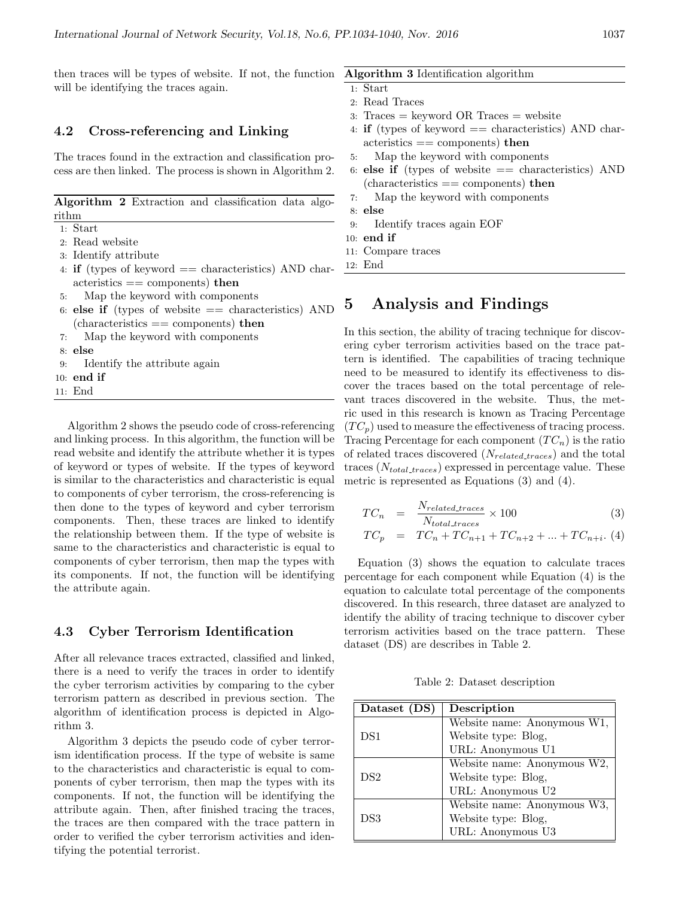then traces will be types of website. If not, the function will be identifying the traces again.

### 4.2 Cross-referencing and Linking

The traces found in the extraction and classification process are then linked. The process is shown in Algorithm 2.

**Algorithm 2** Extraction and classification data algorithm

```
1: Start
2: Read website
3: Identify attribute
4: if (types of keyword == characteristics) AND characteristics == components) then
5:     Map the keyword with components
6: else if (types of website == characteristics) AND (characteristics == components) then
7:     Map the keyword with components
8: else
9:     Identify the attribute again
10: end if
11: End
```

Algorithm 2 shows the pseudo code of cross-referencing and linking process. In this algorithm, the function will be read website and identify the attribute whether it is types of keyword or types of website. If the types of keyword is similar to the characteristics and characteristic is equal to components of cyber terrorism, the cross-referencing is then done to the types of keyword and cyber terrorism components. Then, these traces are linked to identify the relationship between them. If the type of website is same to the characteristics and characteristic is equal to components of cyber terrorism, then map the types with its components. If not, the function will be identifying the attribute again.

### 4.3 Cyber Terrorism Identification

After all relevance traces extracted, classified and linked, there is a need to verify the traces in order to identify the cyber terrorism activities by comparing to the cyber terrorism pattern as described in previous section. The algorithm of identification process is depicted in Algorithm 3.

Algorithm 3 depicts the pseudo code of cyber terrorism identification process. If the type of website is same to the characteristics and characteristic is equal to components of cyber terrorism, then map the types with its components. If not, the function will be identifying the attribute again. Then, after finished tracing the traces, the traces are then compared with the trace pattern in order to verified the cyber terrorism activities and identifying the potential terrorist.

**Algorithm 3** Identification algorithm

```
1: Start
2: Read Traces
3: Traces = keyword OR Traces = website
4: if (types of keyword == characteristics) AND characteristics == components) then
5:     Map the keyword with components
6: else if (types of website == characteristics) AND (characteristics == components) then
7:     Map the keyword with components
8: else
9:     Identify traces again EOF
10: end if
11: Compare traces
12: End
```

## 5 Analysis and Findings

In this section, the ability of tracing technique for discovering cyber terrorism activities based on the trace pattern is identified. The capabilities of tracing technique need to be measured to identify its effectiveness to discover the traces based on the total percentage of relevant traces discovered in the website. Thus, the metric used in this research is known as Tracing Percentage ($TC_p$) used to measure the effectiveness of tracing process. Tracing Percentage for each component ($TC_n$) is the ratio of related traces discovered ($N_{related\_traces}$) and the total traces ($N_{total\_traces}$) expressed in percentage value. These metric is represented as Equations (3) and (4).

$$TC_n = \frac{N_{related\_traces}}{N_{total\_traces}} \times 100 \qquad (3)$$

$$TC_p = TC_n + TC_{n+1} + TC_{n+2} + ... + TC_{n+i}. \qquad (4)$$

Equation (3) shows the equation to calculate traces percentage for each component while Equation (4) is the equation to calculate total percentage of the components discovered. In this research, three dataset are analyzed to identify the ability of tracing technique to discover cyber terrorism activities based on the trace pattern. These dataset (DS) are describes in Table 2.

Table 2: Dataset description

| Dataset (DS) | Description |
|---|---|
| DS1 | Website name: Anonymous W1, Website type: Blog, URL: Anonymous U1 |
| DS2 | Website name: Anonymous W2, Website type: Blog, URL: Anonymous U2 |
| DS3 | Website name: Anonymous W3, Website type: Blog, URL: Anonymous U3 |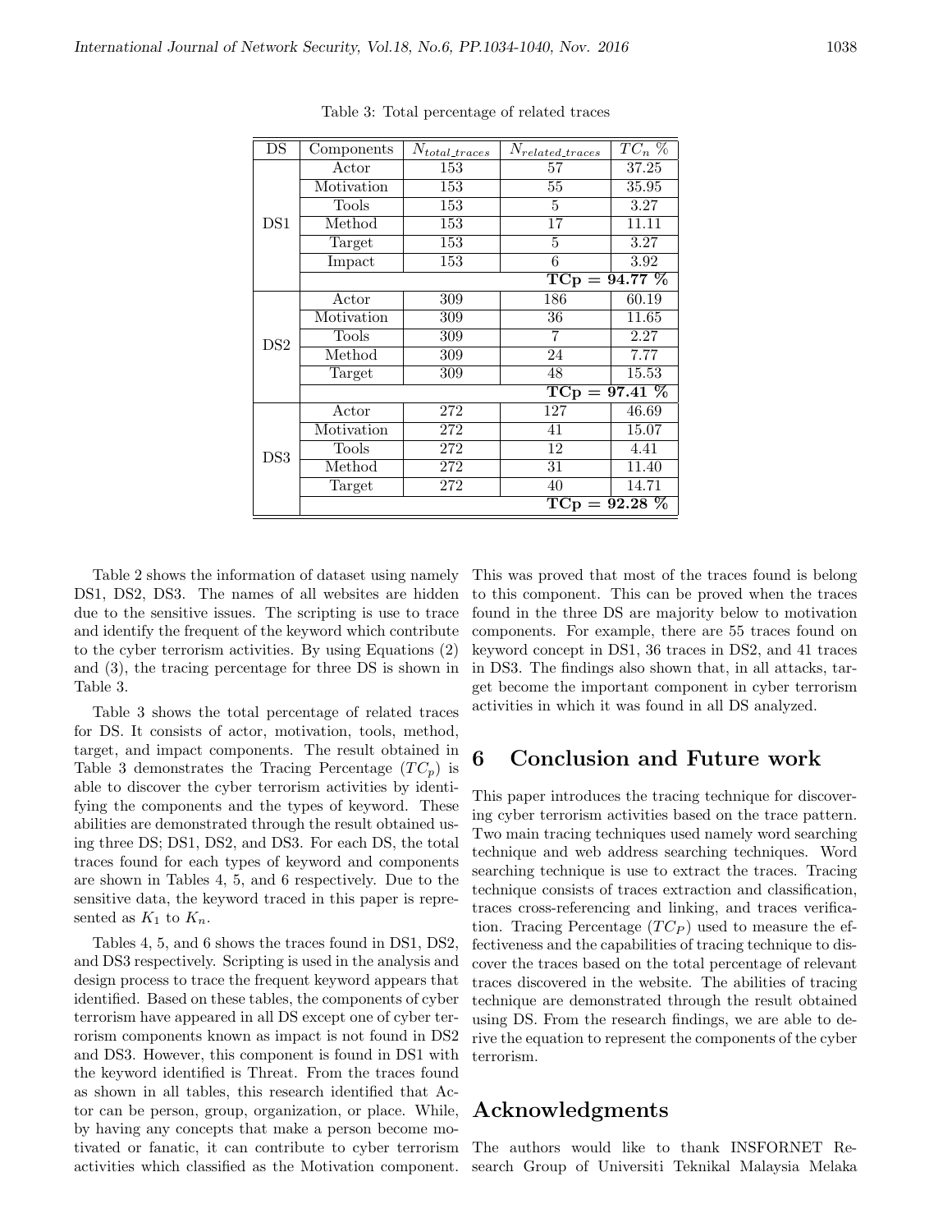Table 3: Total percentage of related traces

| DS | Components | $N_{total\_traces}$ | $N_{related\_traces}$ | $TC_n$ % |
|---|---|---|---|---|
| DS1 | Actor | 153 | 57 | 37.25 |
| | Motivation | 153 | 55 | 35.95 |
| | Tools | 153 | 5 | 3.27 |
| | Method | 153 | 17 | 11.11 |
| | Target | 153 | 5 | 3.27 |
| | Impact | 153 | 6 | 3.92 |
| | | | | **TCp = 94.77 %** |
| DS2 | Actor | 309 | 186 | 60.19 |
| | Motivation | 309 | 36 | 11.65 |
| | Tools | 309 | 7 | 2.27 |
| | Method | 309 | 24 | 7.77 |
| | Target | 309 | 48 | 15.53 |
| | | | | **TCp = 97.41 %** |
| DS3 | Actor | 272 | 127 | 46.69 |
| | Motivation | 272 | 41 | 15.07 |
| | Tools | 272 | 12 | 4.41 |
| | Method | 272 | 31 | 11.40 |
| | Target | 272 | 40 | 14.71 |
| | | | | **TCp = 92.28 %** |

Table 2 shows the information of dataset using namely DS1, DS2, DS3. The names of all websites are hidden due to the sensitive issues. The scripting is use to trace and identify the frequent of the keyword which contribute to the cyber terrorism activities. By using Equations (2) and (3), the tracing percentage for three DS is shown in Table 3.

Table 3 shows the total percentage of related traces for DS. It consists of actor, motivation, tools, method, target, and impact components. The result obtained in Table 3 demonstrates the Tracing Percentage ($TC_p$) is able to discover the cyber terrorism activities by identifying the components and the types of keyword. These abilities are demonstrated through the result obtained using three DS; DS1, DS2, and DS3. For each DS, the total traces found for each types of keyword and components are shown in Tables 4, 5, and 6 respectively. Due to the sensitive data, the keyword traced in this paper is represented as $K_1$ to $K_n$.

Tables 4, 5, and 6 shows the traces found in DS1, DS2, and DS3 respectively. Scripting is used in the analysis and design process to trace the frequent keyword appears that identified. Based on these tables, the components of cyber terrorism have appeared in all DS except one of cyber terrorism components known as impact is not found in DS2 and DS3. However, this component is found in DS1 with the keyword identified is Threat. From the traces found as shown in all tables, this research identified that Actor can be person, group, organization, or place. While, by having any concepts that make a person become motivated or fanatic, it can contribute to cyber terrorism activities which classified as the Motivation component. This was proved that most of the traces found is belong to this component. This can be proved when the traces found in the three DS are majority below to motivation components. For example, there are 55 traces found on keyword concept in DS1, 36 traces in DS2, and 41 traces in DS3. The findings also shown that, in all attacks, target become the important component in cyber terrorism activities in which it was found in all DS analyzed.

# 6 Conclusion and Future work

This paper introduces the tracing technique for discovering cyber terrorism activities based on the trace pattern. Two main tracing techniques used namely word searching technique and web address searching techniques. Word searching technique is use to extract the traces. Tracing technique consists of traces extraction and classification, traces cross-referencing and linking, and traces verification. Tracing Percentage ($TC_P$) used to measure the effectiveness and the capabilities of tracing technique to discover the traces based on the total percentage of relevant traces discovered in the website. The abilities of tracing technique are demonstrated through the result obtained using DS. From the research findings, we are able to derive the equation to represent the components of the cyber terrorism.

# Acknowledgments

The authors would like to thank INSFORNET Research Group of Universiti Teknikal Malaysia Melaka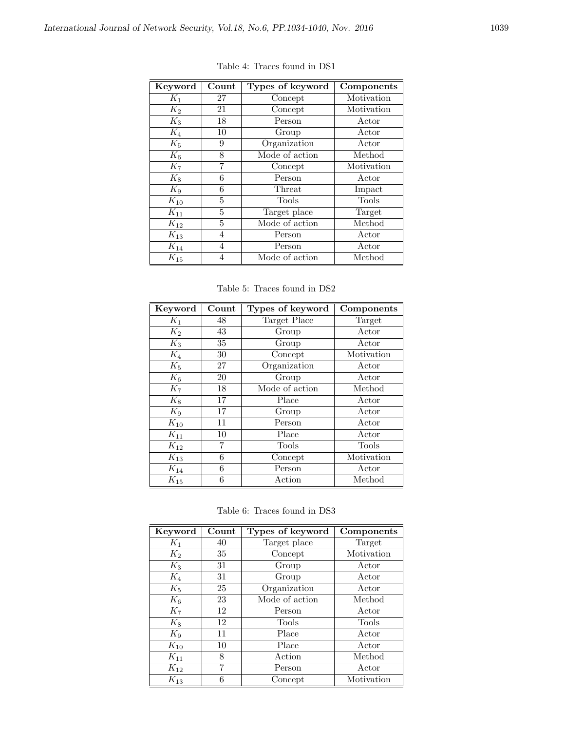Table 4: Traces found in DS1

| Keyword | Count | Types of keyword | Components |
|---|---|---|---|
| $K_1$ | 27 | Concept | Motivation |
| $K_2$ | 21 | Concept | Motivation |
| $K_3$ | 18 | Person | Actor |
| $K_4$ | 10 | Group | Actor |
| $K_5$ | 9 | Organization | Actor |
| $K_6$ | 8 | Mode of action | Method |
| $K_7$ | 7 | Concept | Motivation |
| $K_8$ | 6 | Person | Actor |
| $K_9$ | 6 | Threat | Impact |
| $K_{10}$ | 5 | Tools | Tools |
| $K_{11}$ | 5 | Target place | Target |
| $K_{12}$ | 5 | Mode of action | Method |
| $K_{13}$ | 4 | Person | Actor |
| $K_{14}$ | 4 | Person | Actor |
| $K_{15}$ | 4 | Mode of action | Method |

Table 5: Traces found in DS2

| Keyword | Count | Types of keyword | Components |
|---|---|---|---|
| $K_1$ | 48 | Target Place | Target |
| $K_2$ | 43 | Group | Actor |
| $K_3$ | 35 | Group | Actor |
| $K_4$ | 30 | Concept | Motivation |
| $K_5$ | 27 | Organization | Actor |
| $K_6$ | 20 | Group | Actor |
| $K_7$ | 18 | Mode of action | Method |
| $K_8$ | 17 | Place | Actor |
| $K_9$ | 17 | Group | Actor |
| $K_{10}$ | 11 | Person | Actor |
| $K_{11}$ | 10 | Place | Actor |
| $K_{12}$ | 7 | Tools | Tools |
| $K_{13}$ | 6 | Concept | Motivation |
| $K_{14}$ | 6 | Person | Actor |
| $K_{15}$ | 6 | Action | Method |

Table 6: Traces found in DS3

| Keyword | Count | Types of keyword | Components |
|---|---|---|---|
| $K_1$ | 40 | Target place | Target |
| $K_2$ | 35 | Concept | Motivation |
| $K_3$ | 31 | Group | Actor |
| $K_4$ | 31 | Group | Actor |
| $K_5$ | 25 | Organization | Actor |
| $K_6$ | 23 | Mode of action | Method |
| $K_7$ | 12 | Person | Actor |
| $K_8$ | 12 | Tools | Tools |
| $K_9$ | 11 | Place | Actor |
| $K_{10}$ | 10 | Place | Actor |
| $K_{11}$ | 8 | Action | Method |
| $K_{12}$ | 7 | Person | Actor |
| $K_{13}$ | 6 | Concept | Motivation |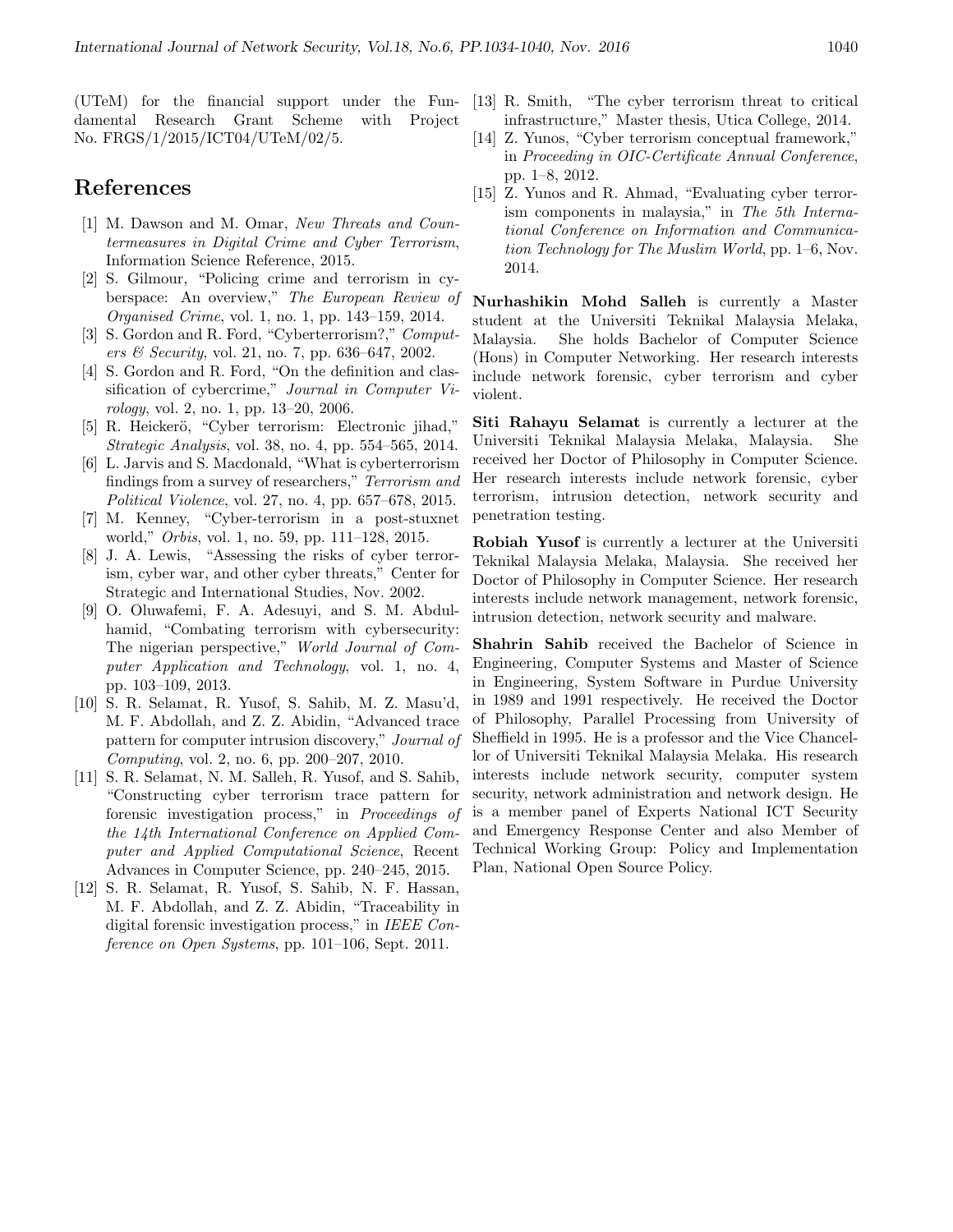(UTeM) for the financial support under the Fundamental Research Grant Scheme with Project No. FRGS/1/2015/ICT04/UTeM/02/5.

# References

[1] M. Dawson and M. Omar, *New Threats and Countermeasures in Digital Crime and Cyber Terrorism*, Information Science Reference, 2015.

[2] S. Gilmour, "Policing crime and terrorism in cyberspace: An overview," *The European Review of Organised Crime*, vol. 1, no. 1, pp. 143–159, 2014.

[3] S. Gordon and R. Ford, "Cyberterrorism?," *Computers & Security*, vol. 21, no. 7, pp. 636–647, 2002.

[4] S. Gordon and R. Ford, "On the definition and classification of cybercrime," *Journal in Computer Virology*, vol. 2, no. 1, pp. 13–20, 2006.

[5] R. Heickerö, "Cyber terrorism: Electronic jihad," *Strategic Analysis*, vol. 38, no. 4, pp. 554–565, 2014.

[6] L. Jarvis and S. Macdonald, "What is cyberterrorism findings from a survey of researchers," *Terrorism and Political Violence*, vol. 27, no. 4, pp. 657–678, 2015.

[7] M. Kenney, "Cyber-terrorism in a post-stuxnet world," *Orbis*, vol. 1, no. 59, pp. 111–128, 2015.

[8] J. A. Lewis, "Assessing the risks of cyber terrorism, cyber war, and other cyber threats," Center for Strategic and International Studies, Nov. 2002.

[9] O. Oluwafemi, F. A. Adesuyi, and S. M. Abdulhamid, "Combating terrorism with cybersecurity: The nigerian perspective," *World Journal of Computer Application and Technology*, vol. 1, no. 4, pp. 103–109, 2013.

[10] S. R. Selamat, R. Yusof, S. Sahib, M. Z. Masu'd, M. F. Abdollah, and Z. Z. Abidin, "Advanced trace pattern for computer intrusion discovery," *Journal of Computing*, vol. 2, no. 6, pp. 200–207, 2010.

[11] S. R. Selamat, N. M. Salleh, R. Yusof, and S. Sahib, "Constructing cyber terrorism trace pattern for forensic investigation process," in *Proceedings of the 14th International Conference on Applied Computer and Applied Computational Science*, Recent Advances in Computer Science, pp. 240–245, 2015.

[12] S. R. Selamat, R. Yusof, S. Sahib, N. F. Hassan, M. F. Abdollah, and Z. Z. Abidin, "Traceability in digital forensic investigation process," in *IEEE Conference on Open Systems*, pp. 101–106, Sept. 2011.

[13] R. Smith, "The cyber terrorism threat to critical infrastructure," Master thesis, Utica College, 2014.

[14] Z. Yunos, "Cyber terrorism conceptual framework," in *Proceeding in OIC-Certificate Annual Conference*, pp. 1–8, 2012.

[15] Z. Yunos and R. Ahmad, "Evaluating cyber terrorism components in malaysia," in *The 5th International Conference on Information and Communication Technology for The Muslim World*, pp. 1–6, Nov. 2014.

**Nurhashikin Mohd Salleh** is currently a Master student at the Universiti Teknikal Malaysia Melaka, Malaysia. She holds Bachelor of Computer Science (Hons) in Computer Networking. Her research interests include network forensic, cyber terrorism and cyber violent.

**Siti Rahayu Selamat** is currently a lecturer at the Universiti Teknikal Malaysia Melaka, Malaysia. She received her Doctor of Philosophy in Computer Science. Her research interests include network forensic, cyber terrorism, intrusion detection, network security and penetration testing.

**Robiah Yusof** is currently a lecturer at the Universiti Teknikal Malaysia Melaka, Malaysia. She received her Doctor of Philosophy in Computer Science. Her research interests include network management, network forensic, intrusion detection, network security and malware.

**Shahrin Sahib** received the Bachelor of Science in Engineering, Computer Systems and Master of Science in Engineering, System Software in Purdue University in 1989 and 1991 respectively. He received the Doctor of Philosophy, Parallel Processing from University of Sheffield in 1995. He is a professor and the Vice Chancellor of Universiti Teknikal Malaysia Melaka. His research interests include network security, computer system security, network administration and network design. He is a member panel of Experts National ICT Security and Emergency Response Center and also Member of Technical Working Group: Policy and Implementation Plan, National Open Source Policy.